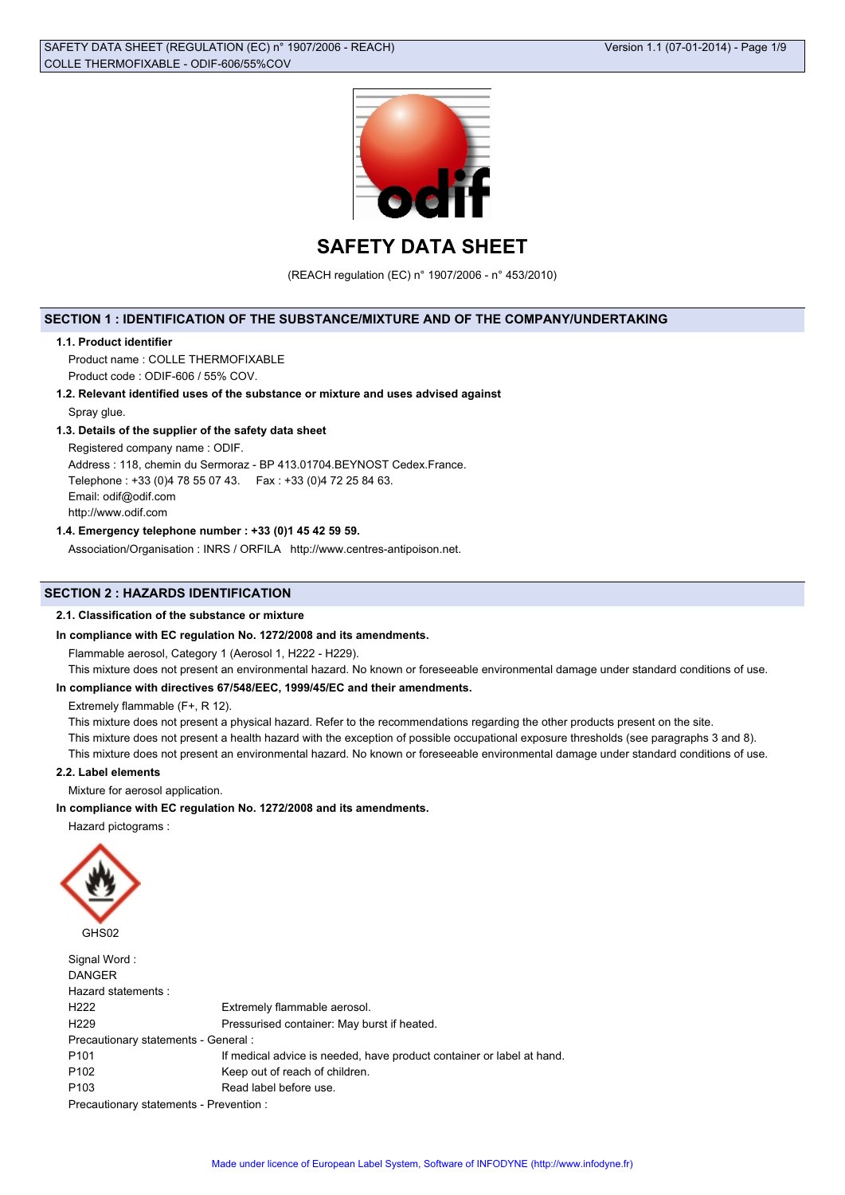# SAFETY DATA SHEET

(REACH regulation (EC) n° 1907/2006 - n° 453/2010)

## SECTION 1 : IDENTIFICATION OF THE SUBSTANCE/MIXTURE AND OF THE COMPANY/UNDERTAKING

### 1.1. Product identifier

Product name : COLLE THERMOFIXABLE

Product code : ODIF-606 / 55% COV.

### 1.2. Relevant identified uses of the substance or mixture and uses advised against

Spray glue.

### 1.3. Details of the supplier of the safety data sheet

Registered company name : ODIF.

Address : 118, chemin du Sermoraz - BP 413.01704.BEYNOST Cedex.France.

Telephone : +33 (0)4 78 55 07 43. Fax : +33 (0)4 72 25 84 63.

Email: odif@odif.com

http://www.odif.com

### 1.4. Emergency telephone number : +33 (0)1 45 42 59 59.

Association/Organisation : INRS / ORFILA http://www.centres-antipoison.net.

## SECTION 2 : HAZARDS IDENTIFICATION

### 2.1. Classification of the substance or mixture

**In compliance with EC regulation No. 1272/2008 and its amendments.**

Flammable aerosol, Category 1 (Aerosol 1, H222 - H229).

This mixture does not present an environmental hazard. No known or foreseeable environmental damage under standard conditions of use.

**In compliance with directives 67/548/EEC, 1999/45/EC and their amendments.**

Extremely flammable (F+, R 12).

This mixture does not present a physical hazard. Refer to the recommendations regarding the other products present on the site.

This mixture does not present a health hazard with the exception of possible occupational exposure thresholds (see paragraphs 3 and 8).

This mixture does not present an environmental hazard. No known or foreseeable environmental damage under standard conditions of use.

### 2.2. Label elements

Mixture for aerosol application.

**In compliance with EC regulation No. 1272/2008 and its amendments.**

Hazard pictograms :

GHS02

Signal Word :

DANGER

Hazard statements :

| | |
|---|---|
| H222 | Extremely flammable aerosol. |
| H229 | Pressurised container: May burst if heated. |

Precautionary statements - General :

| | |
|---|---|
| P101 | If medical advice is needed, have product container or label at hand. |
| P102 | Keep out of reach of children. |
| P103 | Read label before use. |

Precautionary statements - Prevention :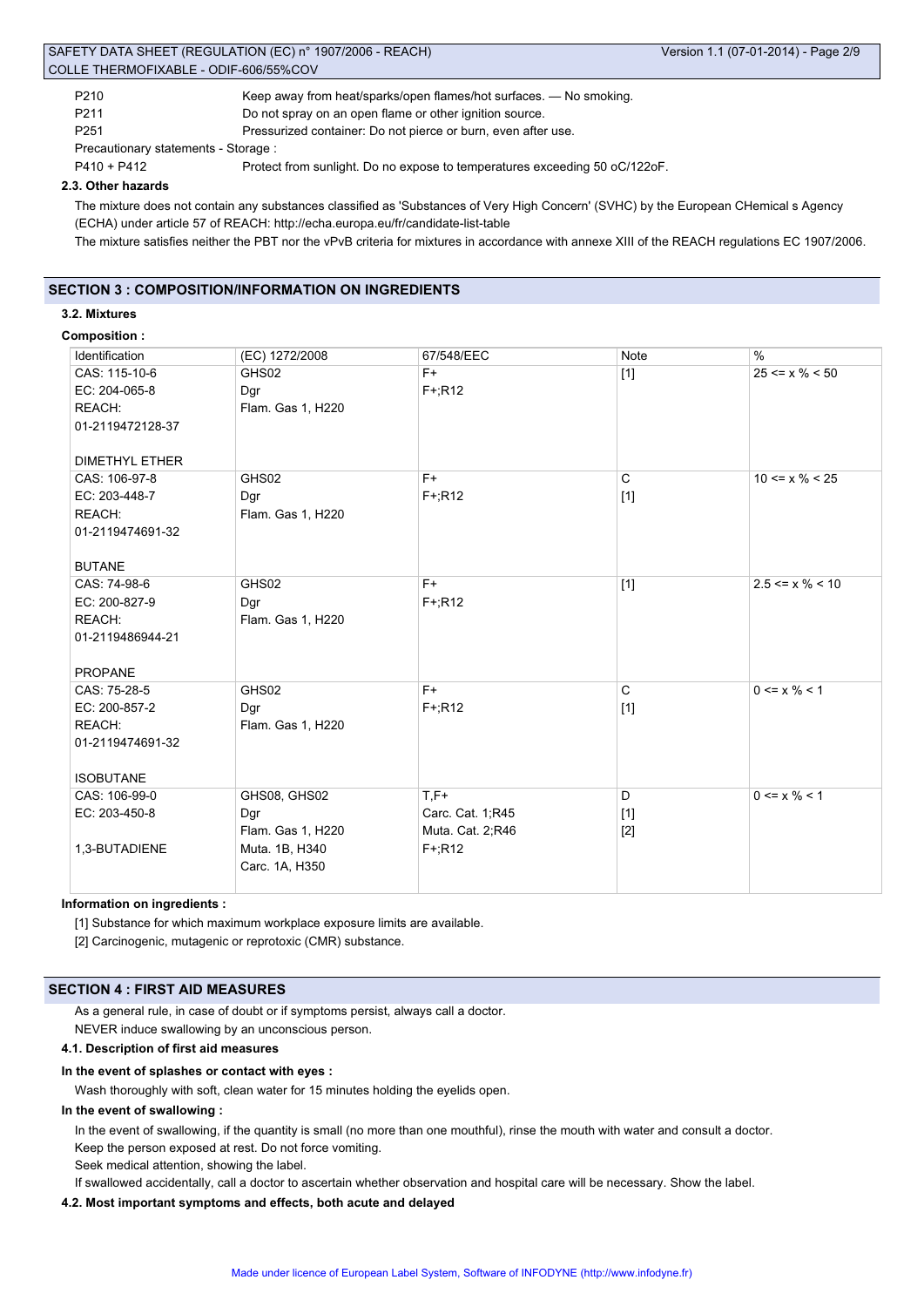P210 Keep away from heat/sparks/open flames/hot surfaces. — No smoking.

P211 Do not spray on an open flame or other ignition source.

P251 Pressurized container: Do not pierce or burn, even after use.

Precautionary statements - Storage :

P410 + P412 Protect from sunlight. Do no expose to temperatures exceeding 50 oC/122oF.

### 2.3. Other hazards

The mixture does not contain any substances classified as 'Substances of Very High Concern' (SVHC) by the European CHemical s Agency (ECHA) under article 57 of REACH: http://echa.europa.eu/fr/candidate-list-table

The mixture satisfies neither the PBT nor the vPvB criteria for mixtures in accordance with annexe XIII of the REACH regulations EC 1907/2006.

## SECTION 3 : COMPOSITION/INFORMATION ON INGREDIENTS

### 3.2. Mixtures

**Composition :**

| Identification | (EC) 1272/2008 | 67/548/EEC | Note | % |
|---|---|---|---|---|
| CAS: 115-10-6<br>EC: 204-065-8<br>REACH: 01-2119472128-37<br><br>DIMETHYL ETHER | GHS02<br>Dgr<br>Flam. Gas 1, H220 | F+<br>F+;R12 | [1] | 25 <= x % < 50 |
| CAS: 106-97-8<br>EC: 203-448-7<br>REACH: 01-2119474691-32<br><br>BUTANE | GHS02<br>Dgr<br>Flam. Gas 1, H220 | F+<br>F+;R12 | C<br>[1] | 10 <= x % < 25 |
| CAS: 74-98-6<br>EC: 200-827-9<br>REACH: 01-2119486944-21<br><br>PROPANE | GHS02<br>Dgr<br>Flam. Gas 1, H220 | F+<br>F+;R12 | [1] | 2.5 <= x % < 10 |
| CAS: 75-28-5<br>EC: 200-857-2<br>REACH: 01-2119474691-32<br><br>ISOBUTANE | GHS02<br>Dgr<br>Flam. Gas 1, H220 | F+<br>F+;R12 | C<br>[1] | 0 <= x % < 1 |
| CAS: 106-99-0<br>EC: 203-450-8<br><br>1,3-BUTADIENE | GHS08, GHS02<br>Dgr<br>Flam. Gas 1, H220<br>Muta. 1B, H340<br>Carc. 1A, H350 | T,F+<br>Carc. Cat. 1;R45<br>Muta. Cat. 2;R46<br>F+;R12 | D<br>[1]<br>[2] | 0 <= x % < 1 |

**Information on ingredients :**

[1] Substance for which maximum workplace exposure limits are available.

[2] Carcinogenic, mutagenic or reprotoxic (CMR) substance.

## SECTION 4 : FIRST AID MEASURES

As a general rule, in case of doubt or if symptoms persist, always call a doctor.

NEVER induce swallowing by an unconscious person.

### 4.1. Description of first aid measures

**In the event of splashes or contact with eyes :**

Wash thoroughly with soft, clean water for 15 minutes holding the eyelids open.

**In the event of swallowing :**

In the event of swallowing, if the quantity is small (no more than one mouthful), rinse the mouth with water and consult a doctor.

Keep the person exposed at rest. Do not force vomiting.

Seek medical attention, showing the label.

If swallowed accidentally, call a doctor to ascertain whether observation and hospital care will be necessary. Show the label.

### 4.2. Most important symptoms and effects, both acute and delayed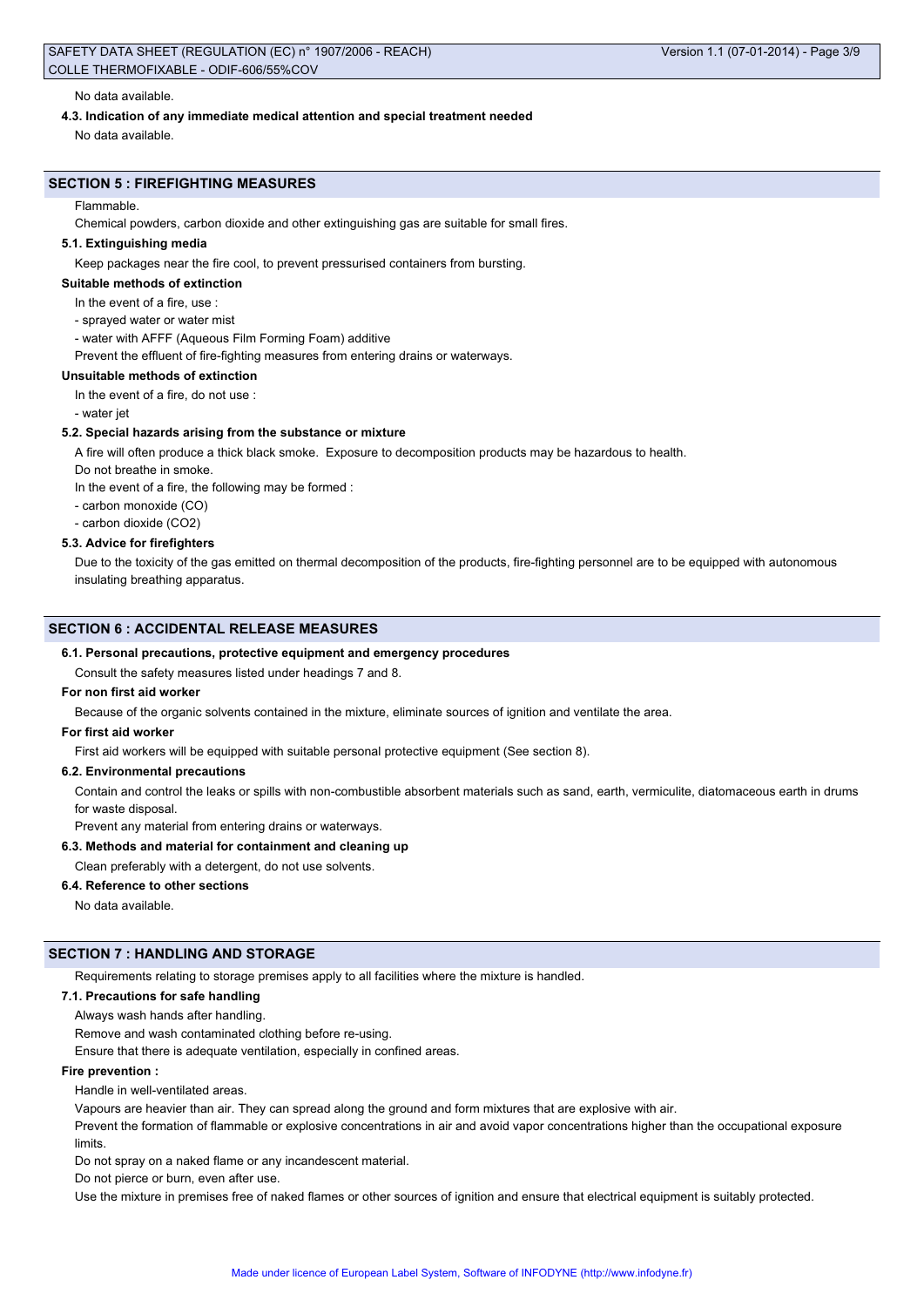No data available.

### 4.3. Indication of any immediate medical attention and special treatment needed

No data available.

## SECTION 5 : FIREFIGHTING MEASURES

Flammable.

Chemical powders, carbon dioxide and other extinguishing gas are suitable for small fires.

### 5.1. Extinguishing media

Keep packages near the fire cool, to prevent pressurised containers from bursting.

#### Suitable methods of extinction

In the event of a fire, use :

- sprayed water or water mist
- water with AFFF (Aqueous Film Forming Foam) additive

Prevent the effluent of fire-fighting measures from entering drains or waterways.

#### Unsuitable methods of extinction

In the event of a fire, do not use :

- water jet

### 5.2. Special hazards arising from the substance or mixture

A fire will often produce a thick black smoke. Exposure to decomposition products may be hazardous to health.

Do not breathe in smoke.

In the event of a fire, the following may be formed :

- carbon monoxide (CO)
- carbon dioxide ($CO_2$)

### 5.3. Advice for firefighters

Due to the toxicity of the gas emitted on thermal decomposition of the products, fire-fighting personnel are to be equipped with autonomous insulating breathing apparatus.

## SECTION 6 : ACCIDENTAL RELEASE MEASURES

### 6.1. Personal precautions, protective equipment and emergency procedures

Consult the safety measures listed under headings 7 and 8.

#### For non first aid worker

Because of the organic solvents contained in the mixture, eliminate sources of ignition and ventilate the area.

#### For first aid worker

First aid workers will be equipped with suitable personal protective equipment (See section 8).

### 6.2. Environmental precautions

Contain and control the leaks or spills with non-combustible absorbent materials such as sand, earth, vermiculite, diatomaceous earth in drums for waste disposal.

Prevent any material from entering drains or waterways.

### 6.3. Methods and material for containment and cleaning up

Clean preferably with a detergent, do not use solvents.

### 6.4. Reference to other sections

No data available.

## SECTION 7 : HANDLING AND STORAGE

Requirements relating to storage premises apply to all facilities where the mixture is handled.

### 7.1. Precautions for safe handling

Always wash hands after handling.

Remove and wash contaminated clothing before re-using.

Ensure that there is adequate ventilation, especially in confined areas.

#### Fire prevention :

Handle in well-ventilated areas.

Vapours are heavier than air. They can spread along the ground and form mixtures that are explosive with air.

Prevent the formation of flammable or explosive concentrations in air and avoid vapor concentrations higher than the occupational exposure limits.

Do not spray on a naked flame or any incandescent material.

Do not pierce or burn, even after use.

Use the mixture in premises free of naked flames or other sources of ignition and ensure that electrical equipment is suitably protected.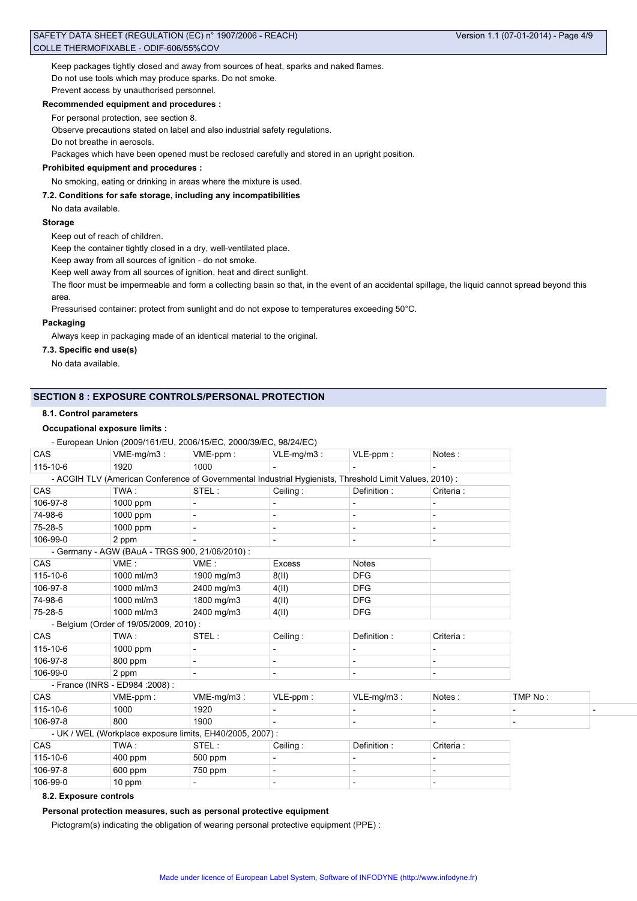Keep packages tightly closed and away from sources of heat, sparks and naked flames.

Do not use tools which may produce sparks. Do not smoke.

Prevent access by unauthorised personnel.

**Recommended equipment and procedures :**

For personal protection, see section 8.

Observe precautions stated on label and also industrial safety regulations.

Do not breathe in aerosols.

Packages which have been opened must be reclosed carefully and stored in an upright position.

**Prohibited equipment and procedures :**

No smoking, eating or drinking in areas where the mixture is used.

**7.2. Conditions for safe storage, including any incompatibilities**

No data available.

**Storage**

Keep out of reach of children.

Keep the container tightly closed in a dry, well-ventilated place.

Keep away from all sources of ignition - do not smoke.

Keep well away from all sources of ignition, heat and direct sunlight.

The floor must be impermeable and form a collecting basin so that, in the event of an accidental spillage, the liquid cannot spread beyond this area.

Pressurised container: protect from sunlight and do not expose to temperatures exceeding 50°C.

**Packaging**

Always keep in packaging made of an identical material to the original.

**7.3. Specific end use(s)**

No data available.

## SECTION 8 : EXPOSURE CONTROLS/PERSONAL PROTECTION

**8.1. Control parameters**

**Occupational exposure limits :**

- European Union (2009/161/EU, 2006/15/EC, 2000/39/EC, 98/24/EC)

| CAS | VME-mg/m3 : | VME-ppm : | VLE-mg/m3 : | VLE-ppm : | Notes : |
|---|---|---|---|---|---|
| 115-10-6 | 1920 | 1000 | - | - | - |

- ACGIH TLV (American Conference of Governmental Industrial Hygienists, Threshold Limit Values, 2010) :

| CAS | TWA : | STEL : | Ceiling : | Definition : | Criteria : |
|---|---|---|---|---|---|
| 106-97-8 | 1000 ppm | - | - | - | - |
| 74-98-6 | 1000 ppm | - | - | - | - |
| 75-28-5 | 1000 ppm | - | - | - | - |
| 106-99-0 | 2 ppm | - | - | - | - |

- Germany - AGW (BAuA - TRGS 900, 21/06/2010) :

| CAS | VME : | VME : | Excess | Notes |
|---|---|---|---|---|
| 115-10-6 | 1000 ml/m3 | 1900 mg/m3 | 8(II) | DFG |
| 106-97-8 | 1000 ml/m3 | 2400 mg/m3 | 4(II) | DFG |
| 74-98-6 | 1000 ml/m3 | 1800 mg/m3 | 4(II) | DFG |
| 75-28-5 | 1000 ml/m3 | 2400 mg/m3 | 4(II) | DFG |

- Belgium (Order of 19/05/2009, 2010) :

| CAS | TWA : | STEL : | Ceiling : | Definition : | Criteria : |
|---|---|---|---|---|---|
| 115-10-6 | 1000 ppm | - | - | - | - |
| 106-97-8 | 800 ppm | - | - | - | - |
| 106-99-0 | 2 ppm | - | - | - | - |

- France (INRS - ED984 :2008) :

| CAS | VME-ppm : | VME-mg/m3 : | VLE-ppm : | VLE-mg/m3 : | Notes : | TMP No : |
|---|---|---|---|---|---|---|
| 115-10-6 | 1000 | 1920 | - | - | - | - |
| 106-97-8 | 800 | 1900 | - | - | - | - |

- UK / WEL (Workplace exposure limits, EH40/2005, 2007) :

| CAS | TWA : | STEL : | Ceiling : | Definition : | Criteria : |
|---|---|---|---|---|---|
| 115-10-6 | 400 ppm | 500 ppm | - | - | - |
| 106-97-8 | 600 ppm | 750 ppm | - | - | - |
| 106-99-0 | 10 ppm | - | - | - | - |

**8.2. Exposure controls**

**Personal protection measures, such as personal protective equipment**

Pictogram(s) indicating the obligation of wearing personal protective equipment (PPE) :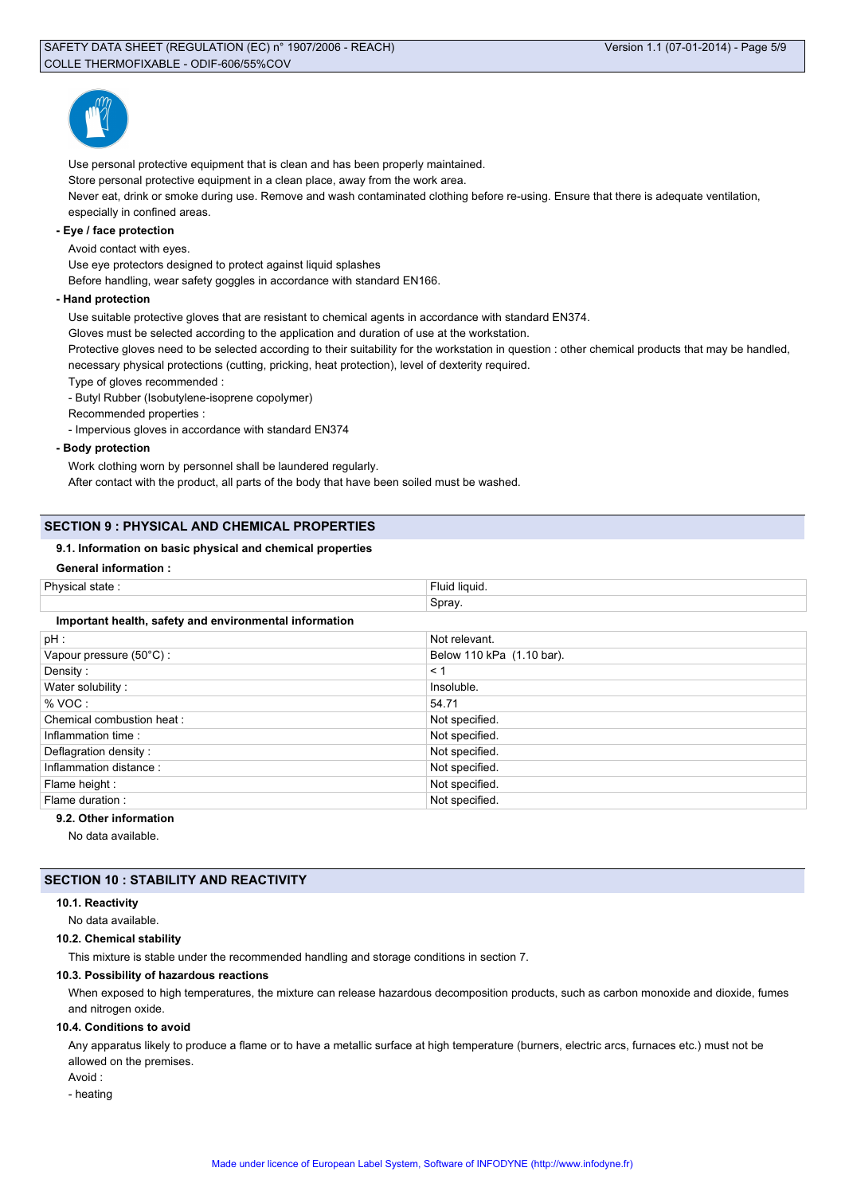Use personal protective equipment that is clean and has been properly maintained.

Store personal protective equipment in a clean place, away from the work area.

Never eat, drink or smoke during use. Remove and wash contaminated clothing before re-using. Ensure that there is adequate ventilation, especially in confined areas.

**- Eye / face protection**

Avoid contact with eyes.

Use eye protectors designed to protect against liquid splashes

Before handling, wear safety goggles in accordance with standard EN166.

**- Hand protection**

Use suitable protective gloves that are resistant to chemical agents in accordance with standard EN374.

Gloves must be selected according to the application and duration of use at the workstation.

Protective gloves need to be selected according to their suitability for the workstation in question : other chemical products that may be handled, necessary physical protections (cutting, pricking, heat protection), level of dexterity required.

Type of gloves recommended :

- Butyl Rubber (Isobutylene-isoprene copolymer)

Recommended properties :

- Impervious gloves in accordance with standard EN374

**- Body protection**

Work clothing worn by personnel shall be laundered regularly.

After contact with the product, all parts of the body that have been soiled must be washed.

## SECTION 9 : PHYSICAL AND CHEMICAL PROPERTIES

### 9.1. Information on basic physical and chemical properties

**General information :**

| Physical state : | Fluid liquid. |
|---|---|
| | Spray. |

**Important health, safety and environmental information**

| pH : | Not relevant. |
|---|---|
| Vapour pressure (50°C) : | Below 110 kPa (1.10 bar). |
| Density : | < 1 |
| Water solubility : | Insoluble. |
| % VOC : | 54.71 |
| Chemical combustion heat : | Not specified. |
| Inflammation time : | Not specified. |
| Deflagration density : | Not specified. |
| Inflammation distance : | Not specified. |
| Flame height : | Not specified. |
| Flame duration : | Not specified. |

### 9.2. Other information

No data available.

## SECTION 10 : STABILITY AND REACTIVITY

### 10.1. Reactivity

No data available.

### 10.2. Chemical stability

This mixture is stable under the recommended handling and storage conditions in section 7.

### 10.3. Possibility of hazardous reactions

When exposed to high temperatures, the mixture can release hazardous decomposition products, such as carbon monoxide and dioxide, fumes and nitrogen oxide.

### 10.4. Conditions to avoid

Any apparatus likely to produce a flame or to have a metallic surface at high temperature (burners, electric arcs, furnaces etc.) must not be allowed on the premises.

Avoid :

- heating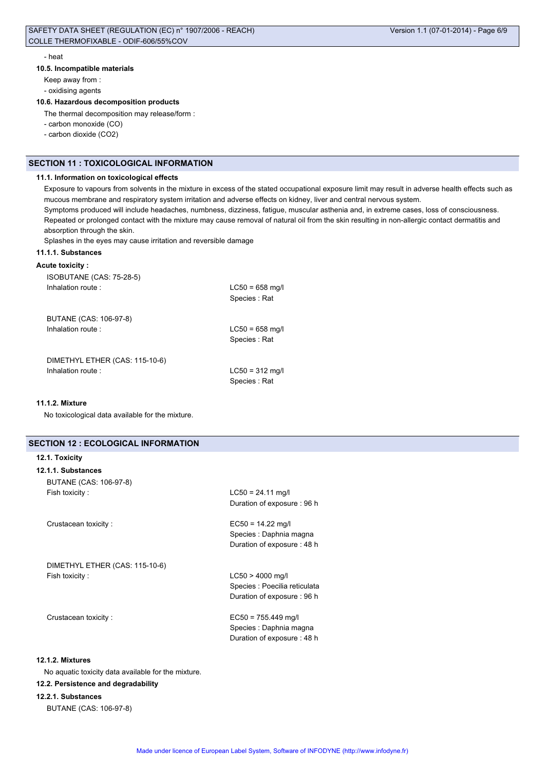- heat

### 10.5. Incompatible materials

Keep away from :

- oxidising agents

### 10.6. Hazardous decomposition products

The thermal decomposition may release/form :

- carbon monoxide (CO)
- carbon dioxide (CO2)

## SECTION 11 : TOXICOLOGICAL INFORMATION

### 11.1. Information on toxicological effects

Exposure to vapours from solvents in the mixture in excess of the stated occupational exposure limit may result in adverse health effects such as mucous membrane and respiratory system irritation and adverse effects on kidney, liver and central nervous system.

Symptoms produced will include headaches, numbness, dizziness, fatigue, muscular asthenia and, in extreme cases, loss of consciousness.

Repeated or prolonged contact with the mixture may cause removal of natural oil from the skin resulting in non-allergic contact dermatitis and absorption through the skin.

Splashes in the eyes may cause irritation and reversible damage

#### 11.1.1. Substances

**Acute toxicity :**

ISOBUTANE (CAS: 75-28-5)

Inhalation route : LC50 = 658 mg/l
Species : Rat

BUTANE (CAS: 106-97-8)

Inhalation route : LC50 = 658 mg/l
Species : Rat

DIMETHYL ETHER (CAS: 115-10-6)

Inhalation route : LC50 = 312 mg/l
Species : Rat

#### 11.1.2. Mixture

No toxicological data available for the mixture.

## SECTION 12 : ECOLOGICAL INFORMATION

### 12.1. Toxicity

#### 12.1.1. Substances

BUTANE (CAS: 106-97-8)

Fish toxicity : LC50 = 24.11 mg/l
Duration of exposure : 96 h

Crustacean toxicity : EC50 = 14.22 mg/l
Species : Daphnia magna
Duration of exposure : 48 h

DIMETHYL ETHER (CAS: 115-10-6)

Fish toxicity : LC50 > 4000 mg/l
Species : Poecilia reticulata
Duration of exposure : 96 h

Crustacean toxicity : EC50 = 755.449 mg/l
Species : Daphnia magna
Duration of exposure : 48 h

#### 12.1.2. Mixtures

No aquatic toxicity data available for the mixture.

### 12.2. Persistence and degradability

#### 12.2.1. Substances

BUTANE (CAS: 106-97-8)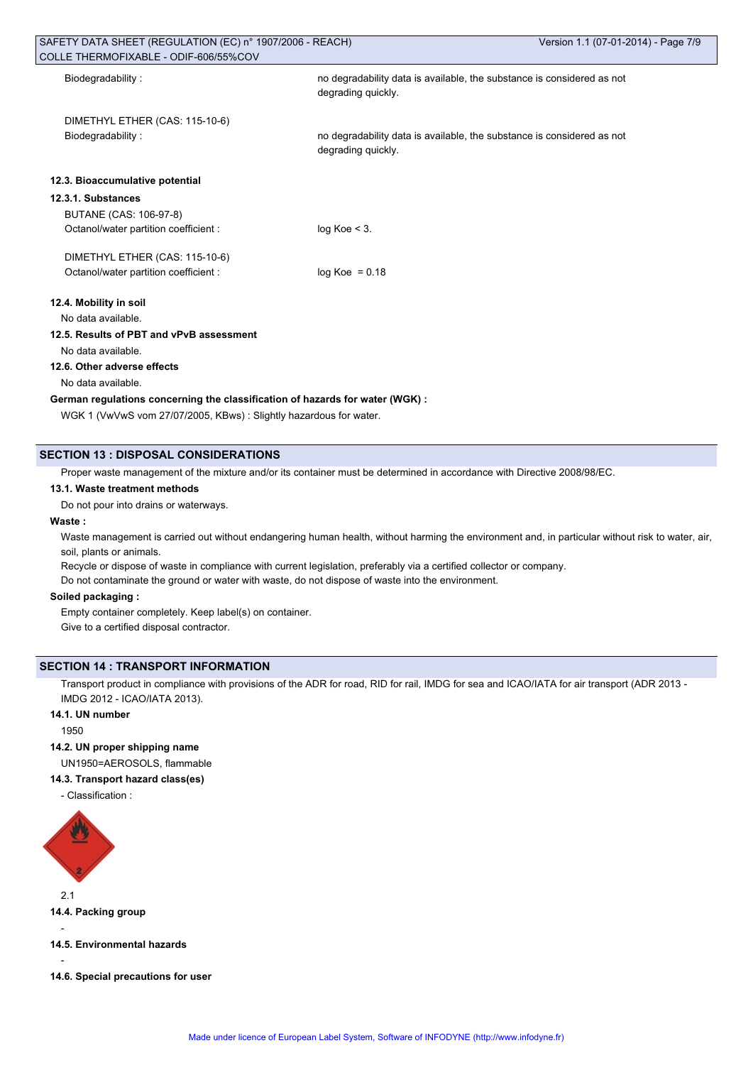Biodegradability : no degradability data is available, the substance is considered as not degrading quickly.

DIMETHYL ETHER (CAS: 115-10-6)
Biodegradability : no degradability data is available, the substance is considered as not degrading quickly.

#### 12.3. Bioaccumulative potential

##### 12.3.1. Substances

BUTANE (CAS: 106-97-8)
Octanol/water partition coefficient : log Koe < 3.

DIMETHYL ETHER (CAS: 115-10-6)
Octanol/water partition coefficient : log Koe = 0.18

#### 12.4. Mobility in soil

No data available.

#### 12.5. Results of PBT and vPvB assessment

No data available.

#### 12.6. Other adverse effects

No data available.

**German regulations concerning the classification of hazards for water (WGK) :**

WGK 1 (VwVwS vom 27/07/2005, KBws) : Slightly hazardous for water.

## SECTION 13 : DISPOSAL CONSIDERATIONS

Proper waste management of the mixture and/or its container must be determined in accordance with Directive 2008/98/EC.

#### 13.1. Waste treatment methods

Do not pour into drains or waterways.

**Waste :**

Waste management is carried out without endangering human health, without harming the environment and, in particular without risk to water, air, soil, plants or animals.

Recycle or dispose of waste in compliance with current legislation, preferably via a certified collector or company.

Do not contaminate the ground or water with waste, do not dispose of waste into the environment.

**Soiled packaging :**

Empty container completely. Keep label(s) on container.

Give to a certified disposal contractor.

## SECTION 14 : TRANSPORT INFORMATION

Transport product in compliance with provisions of the ADR for road, RID for rail, IMDG for sea and ICAO/IATA for air transport (ADR 2013 - IMDG 2012 - ICAO/IATA 2013).

#### 14.1. UN number

1950

#### 14.2. UN proper shipping name

UN1950=AEROSOLS, flammable

#### 14.3. Transport hazard class(es)

- Classification :

2.1

#### 14.4. Packing group

-

#### 14.5. Environmental hazards

-

#### 14.6. Special precautions for user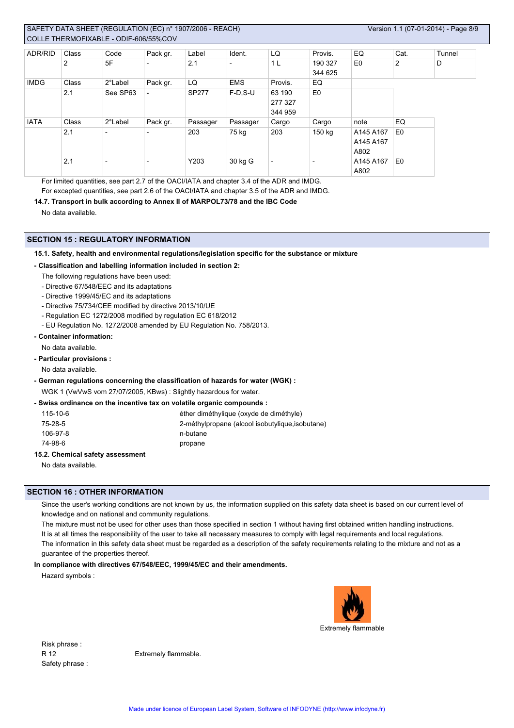| ADR/RID | Class | Code | Pack gr. | Label | Ident. | LQ | Provis. | EQ | Cat. | Tunnel |
|---|---|---|---|---|---|---|---|---|---|---|
| | 2 | 5F | - | 2.1 | - | 1 L | 190 327 344 625 | E0 | 2 | D |
| IMDG | Class | 2°Label | Pack gr. | LQ | EMS | Provis. | EQ | | | |
| | 2.1 | See SP63 | - | SP277 | F-D,S-U | 63 190 277 327 344 959 | E0 | | | |
| IATA | Class | 2°Label | Pack gr. | Passager | Passager | Cargo | Cargo | note | EQ | |
| | 2.1 | - | - | 203 | 75 kg | 203 | 150 kg | A145 A167 A145 A167 A802 | E0 | |
| | 2.1 | - | - | Y203 | 30 kg G | - | - | A145 A167 A802 | E0 | |

For limited quantities, see part 2.7 of the OACI/IATA and chapter 3.4 of the ADR and IMDG.

For excepted quantities, see part 2.6 of the OACI/IATA and chapter 3.5 of the ADR and IMDG.

**14.7. Transport in bulk according to Annex II of MARPOL73/78 and the IBC Code**

No data available.

## SECTION 15 : REGULATORY INFORMATION

**15.1. Safety, health and environmental regulations/legislation specific for the substance or mixture**

**- Classification and labelling information included in section 2:**

The following regulations have been used:
- Directive 67/548/EEC and its adaptations
- Directive 1999/45/EC and its adaptations
- Directive 75/734/CEE modified by directive 2013/10/UE
- Regulation EC 1272/2008 modified by regulation EC 618/2012
- EU Regulation No. 1272/2008 amended by EU Regulation No. 758/2013.

**- Container information:**

No data available.

**- Particular provisions :**

No data available.

**- German regulations concerning the classification of hazards for water (WGK) :**

WGK 1 (VwVwS vom 27/07/2005, KBws) : Slightly hazardous for water.

**- Swiss ordinance on the incentive tax on volatile organic compounds :**

| | |
|---|---|
| 115-10-6 | éther diméthylique (oxyde de diméthyle) |
| 75-28-5 | 2-méthylpropane (alcool isobutylique,isobutane) |
| 106-97-8 | n-butane |
| 74-98-6 | propane |

**15.2. Chemical safety assessment**

No data available.

## SECTION 16 : OTHER INFORMATION

Since the user's working conditions are not known by us, the information supplied on this safety data sheet is based on our current level of knowledge and on national and community regulations.

The mixture must not be used for other uses than those specified in section 1 without having first obtained written handling instructions.

It is at all times the responsibility of the user to take all necessary measures to comply with legal requirements and local regulations.

The information in this safety data sheet must be regarded as a description of the safety requirements relating to the mixture and not as a guarantee of the properties thereof.

**In compliance with directives 67/548/EEC, 1999/45/EC and their amendments.**

Hazard symbols :

Extremely flammable

Risk phrase :

R 12 Extremely flammable.

Safety phrase :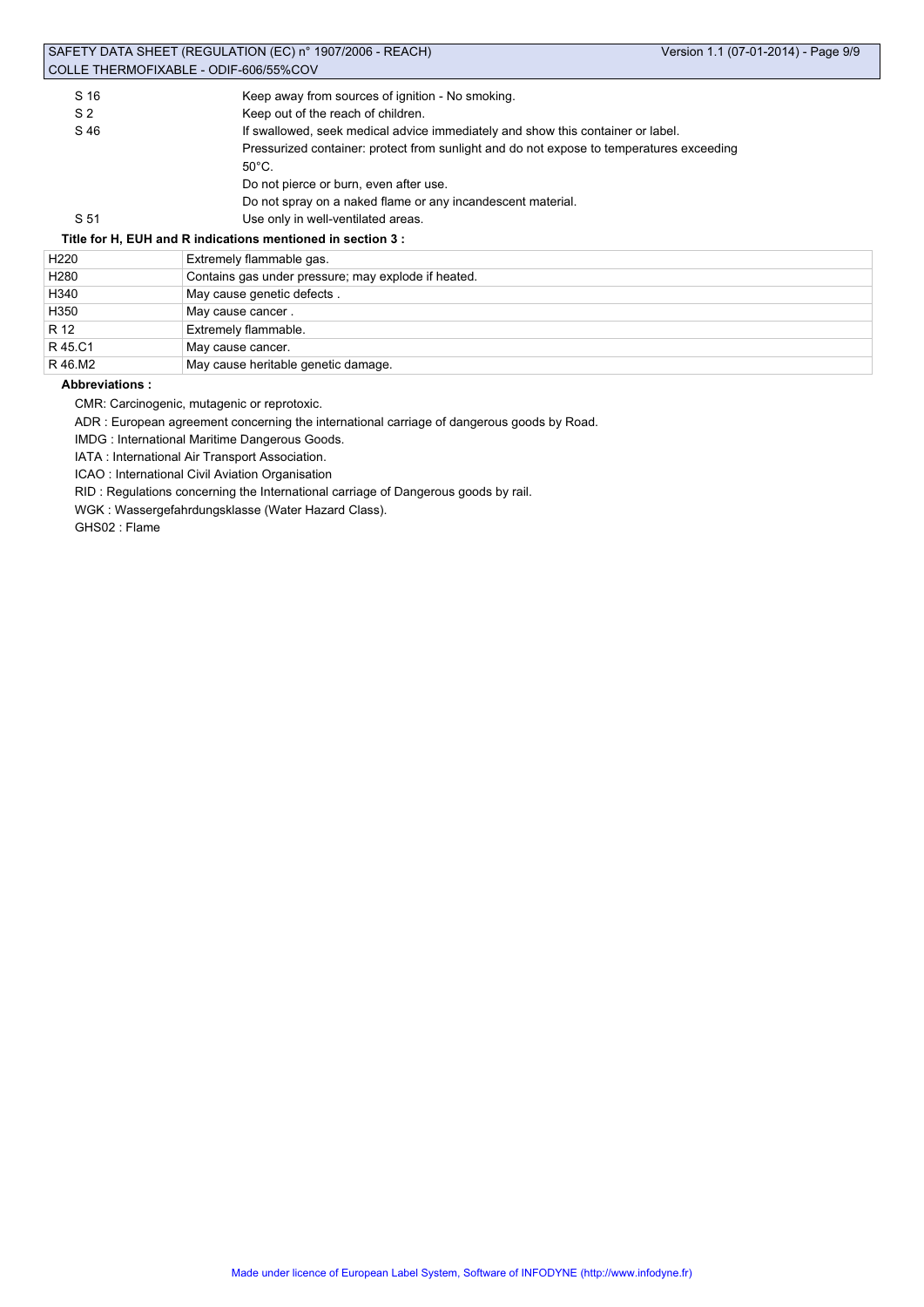| | |
|---|---|
| S 16 | Keep away from sources of ignition - No smoking. |
| S 2 | Keep out of the reach of children. |
| S 46 | If swallowed, seek medical advice immediately and show this container or label. |
| | Pressurized container: protect from sunlight and do not expose to temperatures exceeding 50°C. |
| | Do not pierce or burn, even after use. |
| | Do not spray on a naked flame or any incandescent material. |
| S 51 | Use only in well-ventilated areas. |

**Title for H, EUH and R indications mentioned in section 3 :**

| | |
|---|---|
| H220 | Extremely flammable gas. |
| H280 | Contains gas under pressure; may explode if heated. |
| H340 | May cause genetic defects . |
| H350 | May cause cancer . |
| R 12 | Extremely flammable. |
| R 45.C1 | May cause cancer. |
| R 46.M2 | May cause heritable genetic damage. |

**Abbreviations :**

CMR: Carcinogenic, mutagenic or reprotoxic.

ADR : European agreement concerning the international carriage of dangerous goods by Road.

IMDG : International Maritime Dangerous Goods.

IATA : International Air Transport Association.

ICAO : International Civil Aviation Organisation

RID : Regulations concerning the International carriage of Dangerous goods by rail.

WGK : Wassergefahrdungsklasse (Water Hazard Class).

GHS02 : Flame

Made under licence of European Label System, Software of INFODYNE (http://www.infodyne.fr)